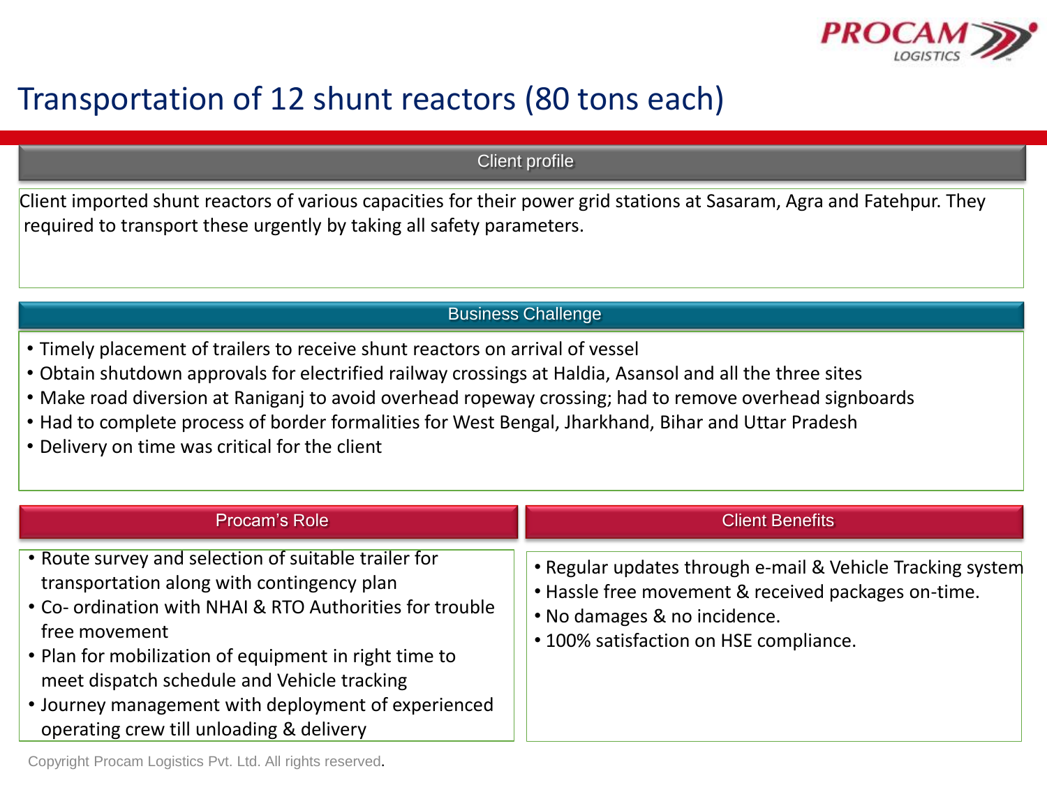# Transportation of 12 shunt reactors (80 tons each)

## Client profile

Client imported shunt reactors of various capacities for their power grid stations at Sasaram, Agra and Fatehpur. They required to transport these urgently by taking all safety parameters.

## Business Challenge

- Timely placement of trailers to receive shunt reactors on arrival of vessel
- Obtain shutdown approvals for electrified railway crossings at Haldia, Asansol and all the three sites
- Make road diversion at Raniganj to avoid overhead ropeway crossing; had to remove overhead signboards
- Had to complete process of border formalities for West Bengal, Jharkhand, Bihar and Uttar Pradesh
- Delivery on time was critical for the client

## Procam's Role

- Route survey and selection of suitable trailer for transportation along with contingency plan
- Co- ordination with NHAI & RTO Authorities for trouble free movement
- Plan for mobilization of equipment in right time to meet dispatch schedule and Vehicle tracking
- Journey management with deployment of experienced operating crew till unloading & delivery

## Client Benefits

- Regular updates through e-mail & Vehicle Tracking system
- Hassle free movement & received packages on-time.
- No damages & no incidence.
- 100% satisfaction on HSE compliance.

Copyright Procam Logistics Pvt. Ltd. All rights reserved.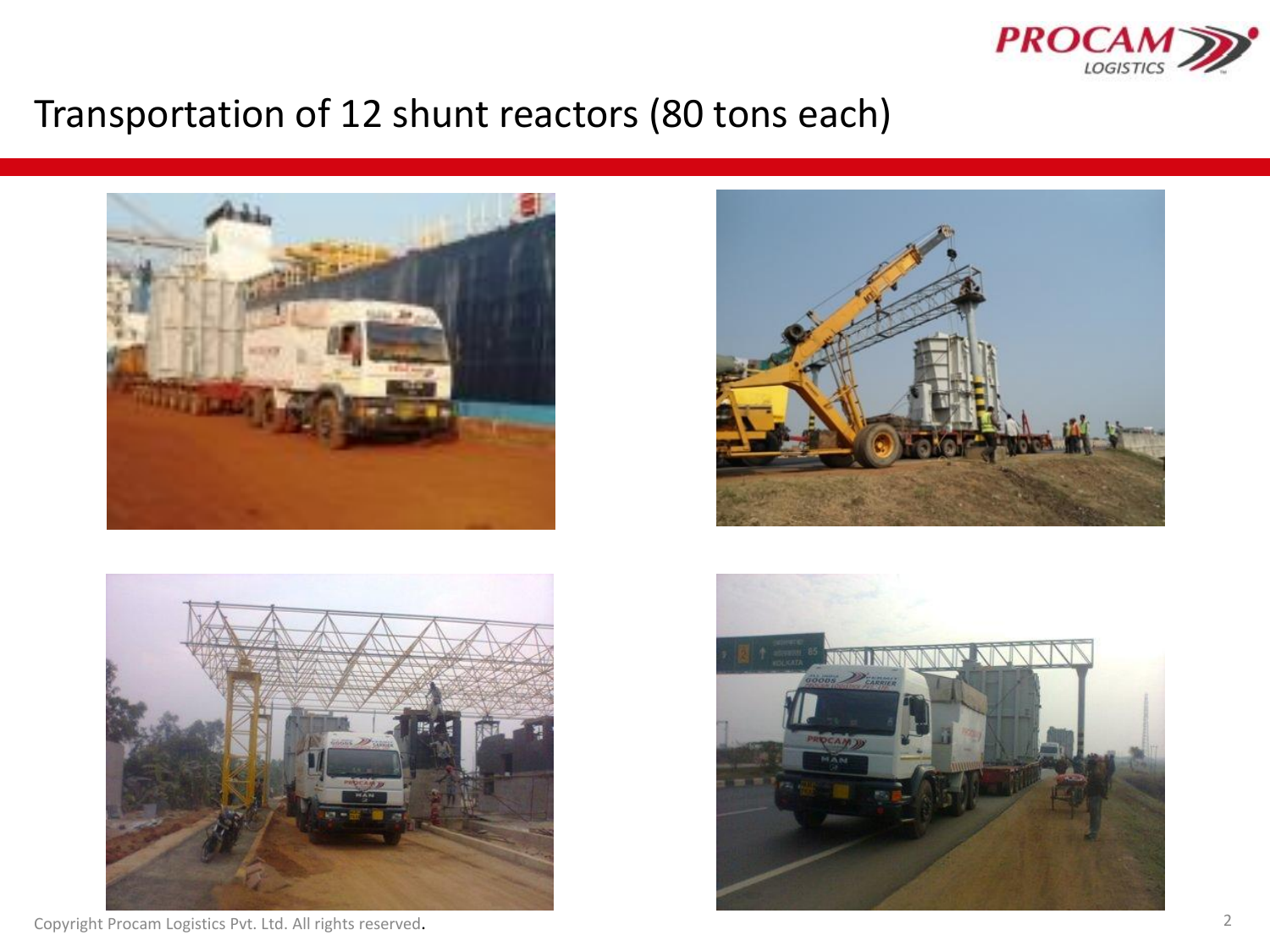# Transportation of 12 shunt reactors (80 tons each)